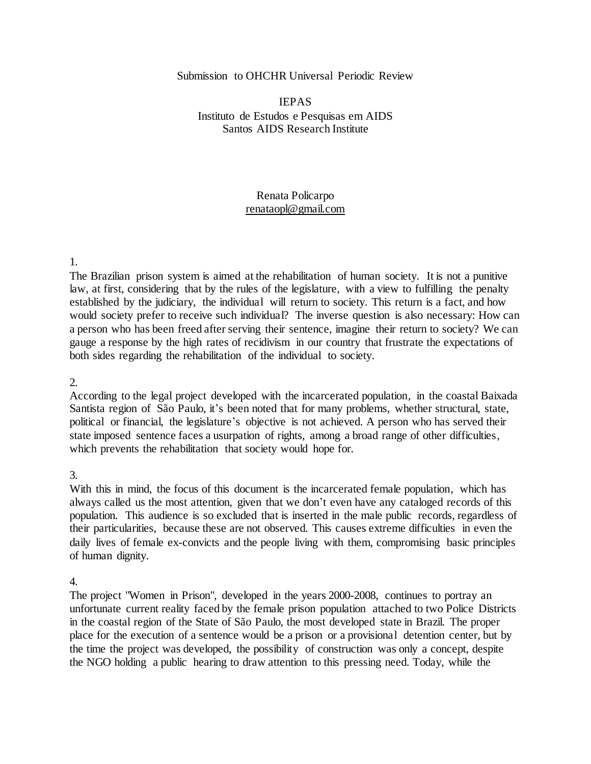Submission to OHCHR Universal Periodic Review

IEPAS
Instituto de Estudos e Pesquisas em AIDS
Santos AIDS Research Institute

Renata Policarpo
renataopl@gmail.com

1.
The Brazilian prison system is aimed at the rehabilitation of human society. It is not a punitive law, at first, considering that by the rules of the legislature, with a view to fulfilling the penalty established by the judiciary, the individual will return to society. This return is a fact, and how would society prefer to receive such individual? The inverse question is also necessary: How can a person who has been freed after serving their sentence, imagine their return to society? We can gauge a response by the high rates of recidivism in our country that frustrate the expectations of both sides regarding the rehabilitation of the individual to society.

2.
According to the legal project developed with the incarcerated population, in the coastal Baixada Santista region of São Paulo, it's been noted that for many problems, whether structural, state, political or financial, the legislature's objective is not achieved. A person who has served their state imposed sentence faces a usurpation of rights, among a broad range of other difficulties, which prevents the rehabilitation that society would hope for.

3.
With this in mind, the focus of this document is the incarcerated female population, which has always called us the most attention, given that we don't even have any cataloged records of this population. This audience is so excluded that is inserted in the male public records, regardless of their particularities, because these are not observed. This causes extreme difficulties in even the daily lives of female ex-convicts and the people living with them, compromising basic principles of human dignity.

4.
The project "Women in Prison", developed in the years 2000-2008, continues to portray an unfortunate current reality faced by the female prison population attached to two Police Districts in the coastal region of the State of São Paulo, the most developed state in Brazil. The proper place for the execution of a sentence would be a prison or a provisional detention center, but by the time the project was developed, the possibility of construction was only a concept, despite the NGO holding a public hearing to draw attention to this pressing need. Today, while the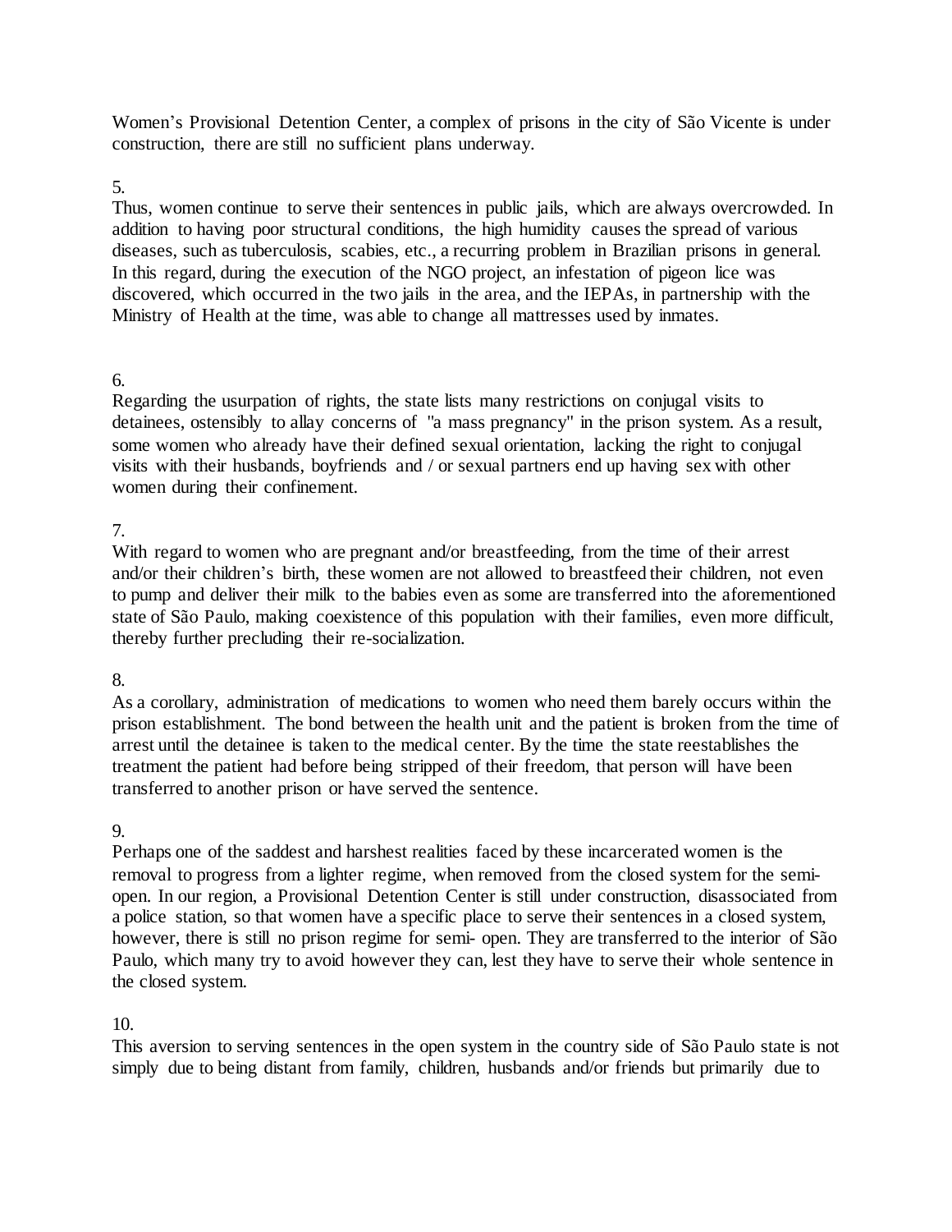Women's Provisional Detention Center, a complex of prisons in the city of São Vicente is under construction, there are still no sufficient plans underway.

5.
Thus, women continue to serve their sentences in public jails, which are always overcrowded. In addition to having poor structural conditions, the high humidity causes the spread of various diseases, such as tuberculosis, scabies, etc., a recurring problem in Brazilian prisons in general. In this regard, during the execution of the NGO project, an infestation of pigeon lice was discovered, which occurred in the two jails in the area, and the IEPAs, in partnership with the Ministry of Health at the time, was able to change all mattresses used by inmates.

6.
Regarding the usurpation of rights, the state lists many restrictions on conjugal visits to detainees, ostensibly to allay concerns of "a mass pregnancy" in the prison system. As a result, some women who already have their defined sexual orientation, lacking the right to conjugal visits with their husbands, boyfriends and / or sexual partners end up having sex with other women during their confinement.

7.
With regard to women who are pregnant and/or breastfeeding, from the time of their arrest and/or their children's birth, these women are not allowed to breastfeed their children, not even to pump and deliver their milk to the babies even as some are transferred into the aforementioned state of São Paulo, making coexistence of this population with their families, even more difficult, thereby further precluding their re-socialization.

8.
As a corollary, administration of medications to women who need them barely occurs within the prison establishment. The bond between the health unit and the patient is broken from the time of arrest until the detainee is taken to the medical center. By the time the state reestablishes the treatment the patient had before being stripped of their freedom, that person will have been transferred to another prison or have served the sentence.

9.
Perhaps one of the saddest and harshest realities faced by these incarcerated women is the removal to progress from a lighter regime, when removed from the closed system for the semi-open. In our region, a Provisional Detention Center is still under construction, disassociated from a police station, so that women have a specific place to serve their sentences in a closed system, however, there is still no prison regime for semi- open. They are transferred to the interior of São Paulo, which many try to avoid however they can, lest they have to serve their whole sentence in the closed system.

10.
This aversion to serving sentences in the open system in the country side of São Paulo state is not simply due to being distant from family, children, husbands and/or friends but primarily due to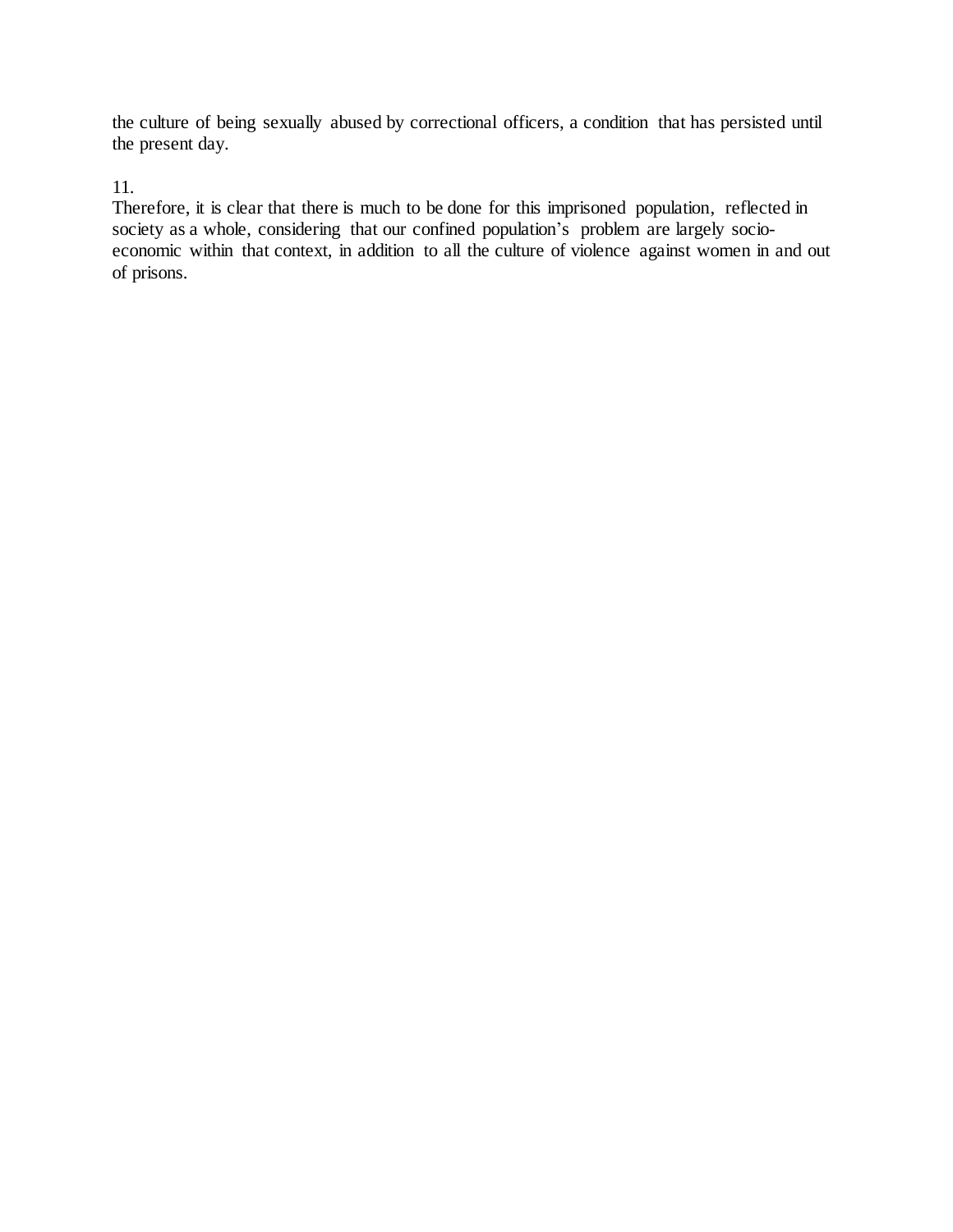the culture of being sexually abused by correctional officers, a condition that has persisted until the present day.

11.

Therefore, it is clear that there is much to be done for this imprisoned population, reflected in society as a whole, considering that our confined population's problem are largely socio-economic within that context, in addition to all the culture of violence against women in and out of prisons.